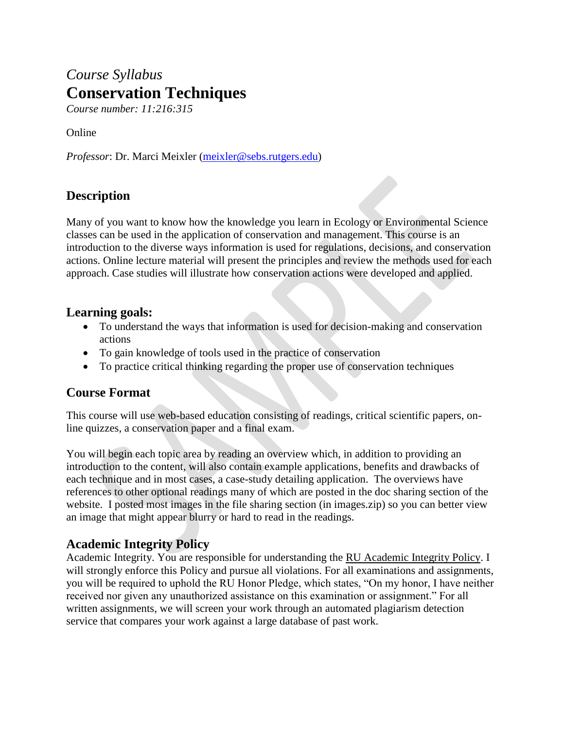*Course Syllabus*

# Conservation Techniques

*Course number: 11:216:315*

Online

*Professor*: Dr. Marci Meixler (meixler@sebs.rutgers.edu)

## Description

Many of you want to know how the knowledge you learn in Ecology or Environmental Science classes can be used in the application of conservation and management. This course is an introduction to the diverse ways information is used for regulations, decisions, and conservation actions. Online lecture material will present the principles and review the methods used for each approach. Case studies will illustrate how conservation actions were developed and applied.

## Learning goals:

- To understand the ways that information is used for decision-making and conservation actions
- To gain knowledge of tools used in the practice of conservation
- To practice critical thinking regarding the proper use of conservation techniques

## Course Format

This course will use web-based education consisting of readings, critical scientific papers, on-line quizzes, a conservation paper and a final exam.

You will begin each topic area by reading an overview which, in addition to providing an introduction to the content, will also contain example applications, benefits and drawbacks of each technique and in most cases, a case-study detailing application. The overviews have references to other optional readings many of which are posted in the doc sharing section of the website. I posted most images in the file sharing section (in images.zip) so you can better view an image that might appear blurry or hard to read in the readings.

## Academic Integrity Policy

Academic Integrity. You are responsible for understanding the RU Academic Integrity Policy. I will strongly enforce this Policy and pursue all violations. For all examinations and assignments, you will be required to uphold the RU Honor Pledge, which states, "On my honor, I have neither received nor given any unauthorized assistance on this examination or assignment." For all written assignments, we will screen your work through an automated plagiarism detection service that compares your work against a large database of past work.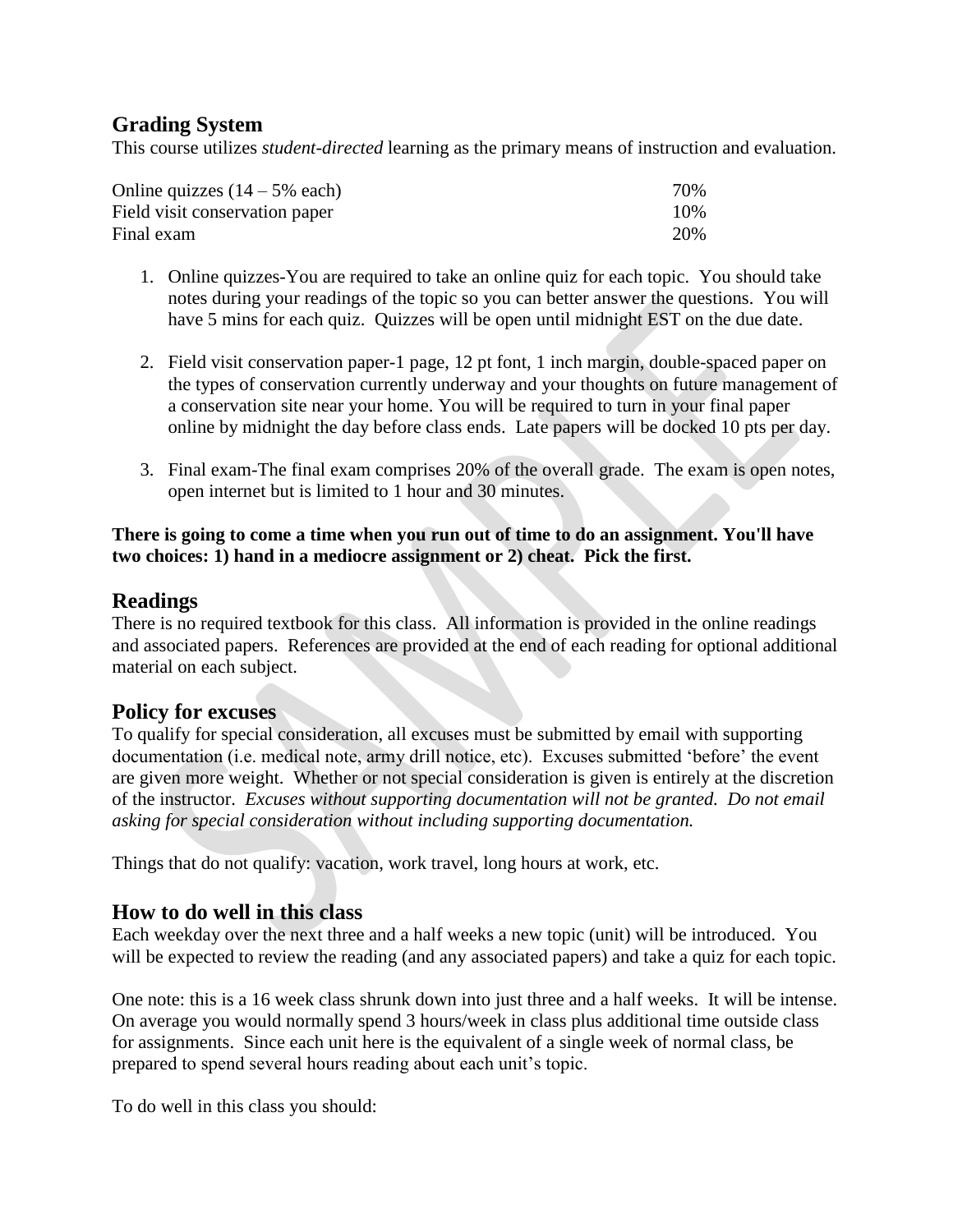## Grading System

This course utilizes *student-directed* learning as the primary means of instruction and evaluation.

| | |
|---|---|
| Online quizzes (14 – 5% each) | 70% |
| Field visit conservation paper | 10% |
| Final exam | 20% |

1. Online quizzes-You are required to take an online quiz for each topic. You should take notes during your readings of the topic so you can better answer the questions. You will have 5 mins for each quiz. Quizzes will be open until midnight EST on the due date.

2. Field visit conservation paper-1 page, 12 pt font, 1 inch margin, double-spaced paper on the types of conservation currently underway and your thoughts on future management of a conservation site near your home. You will be required to turn in your final paper online by midnight the day before class ends. Late papers will be docked 10 pts per day.

3. Final exam-The final exam comprises 20% of the overall grade. The exam is open notes, open internet but is limited to 1 hour and 30 minutes.

**There is going to come a time when you run out of time to do an assignment. You'll have two choices: 1) hand in a mediocre assignment or 2) cheat. Pick the first.**

## Readings

There is no required textbook for this class. All information is provided in the online readings and associated papers. References are provided at the end of each reading for optional additional material on each subject.

## Policy for excuses

To qualify for special consideration, all excuses must be submitted by email with supporting documentation (i.e. medical note, army drill notice, etc). Excuses submitted 'before' the event are given more weight. Whether or not special consideration is given is entirely at the discretion of the instructor. *Excuses without supporting documentation will not be granted. Do not email asking for special consideration without including supporting documentation.*

Things that do not qualify: vacation, work travel, long hours at work, etc.

## How to do well in this class

Each weekday over the next three and a half weeks a new topic (unit) will be introduced. You will be expected to review the reading (and any associated papers) and take a quiz for each topic.

One note: this is a 16 week class shrunk down into just three and a half weeks. It will be intense. On average you would normally spend 3 hours/week in class plus additional time outside class for assignments. Since each unit here is the equivalent of a single week of normal class, be prepared to spend several hours reading about each unit's topic.

To do well in this class you should: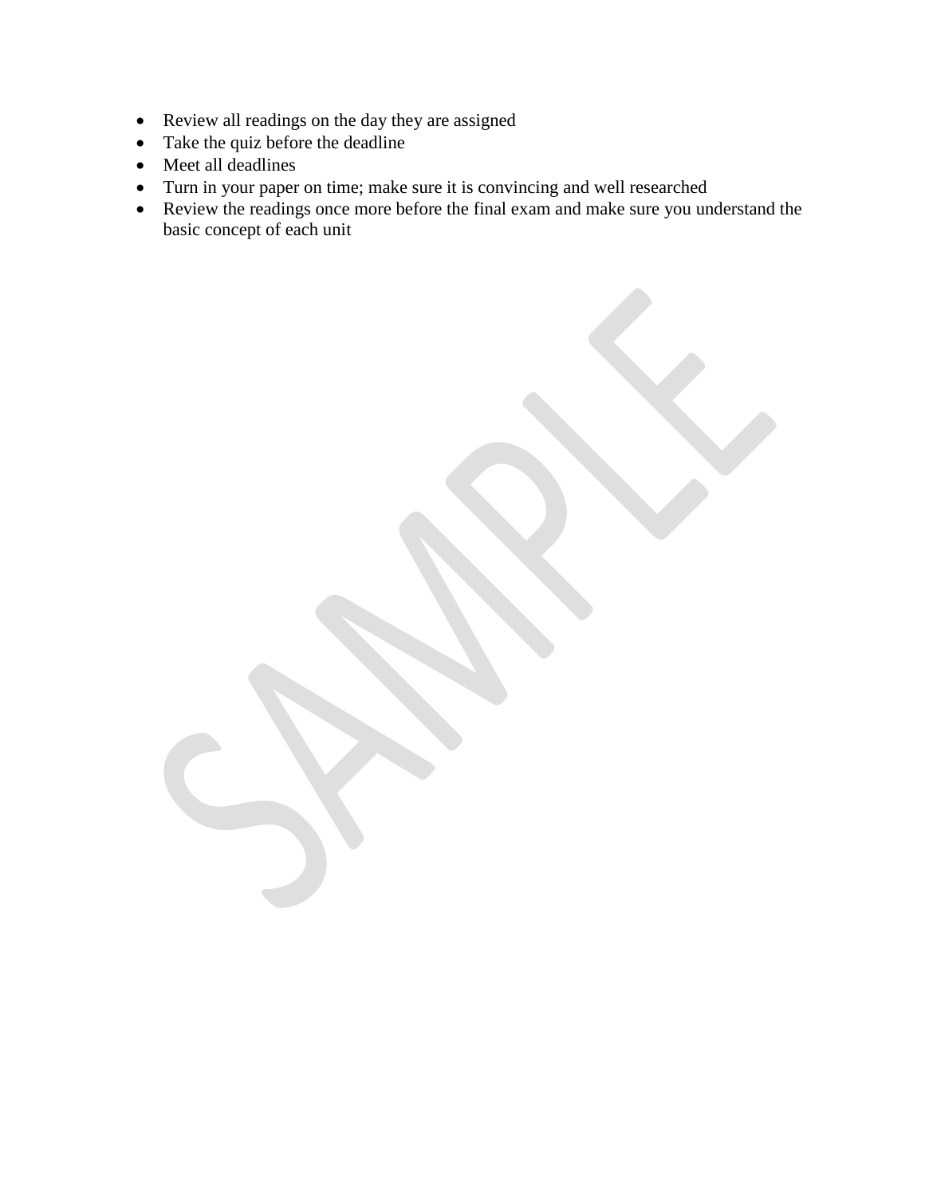- Review all readings on the day they are assigned
- Take the quiz before the deadline
- Meet all deadlines
- Turn in your paper on time; make sure it is convincing and well researched
- Review the readings once more before the final exam and make sure you understand the basic concept of each unit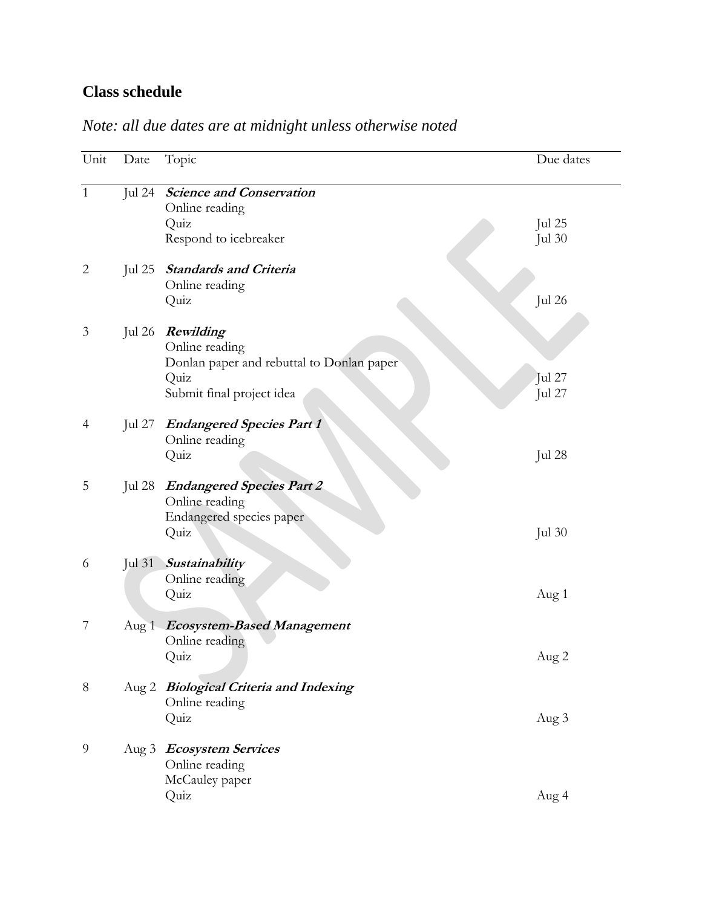## Class schedule

*Note: all due dates are at midnight unless otherwise noted*

| Unit | Date | Topic | Due dates |
|---|---|---|---|
| 1 | Jul 24 | ***Science and Conservation*** | |
| | | Online reading | |
| | | Quiz | Jul 25 |
| | | Respond to icebreaker | Jul 30 |
| 2 | Jul 25 | ***Standards and Criteria*** | |
| | | Online reading | |
| | | Quiz | Jul 26 |
| 3 | Jul 26 | ***Rewilding*** | |
| | | Online reading | |
| | | Donlan paper and rebuttal to Donlan paper | |
| | | Quiz | Jul 27 |
| | | Submit final project idea | Jul 27 |
| 4 | Jul 27 | ***Endangered Species Part 1*** | |
| | | Online reading | |
| | | Quiz | Jul 28 |
| 5 | Jul 28 | ***Endangered Species Part 2*** | |
| | | Online reading | |
| | | Endangered species paper | |
| | | Quiz | Jul 30 |
| 6 | Jul 31 | ***Sustainability*** | |
| | | Online reading | |
| | | Quiz | Aug 1 |
| 7 | Aug 1 | ***Ecosystem-Based Management*** | |
| | | Online reading | |
| | | Quiz | Aug 2 |
| 8 | Aug 2 | ***Biological Criteria and Indexing*** | |
| | | Online reading | |
| | | Quiz | Aug 3 |
| 9 | Aug 3 | ***Ecosystem Services*** | |
| | | Online reading | |
| | | McCauley paper | |
| | | Quiz | Aug 4 |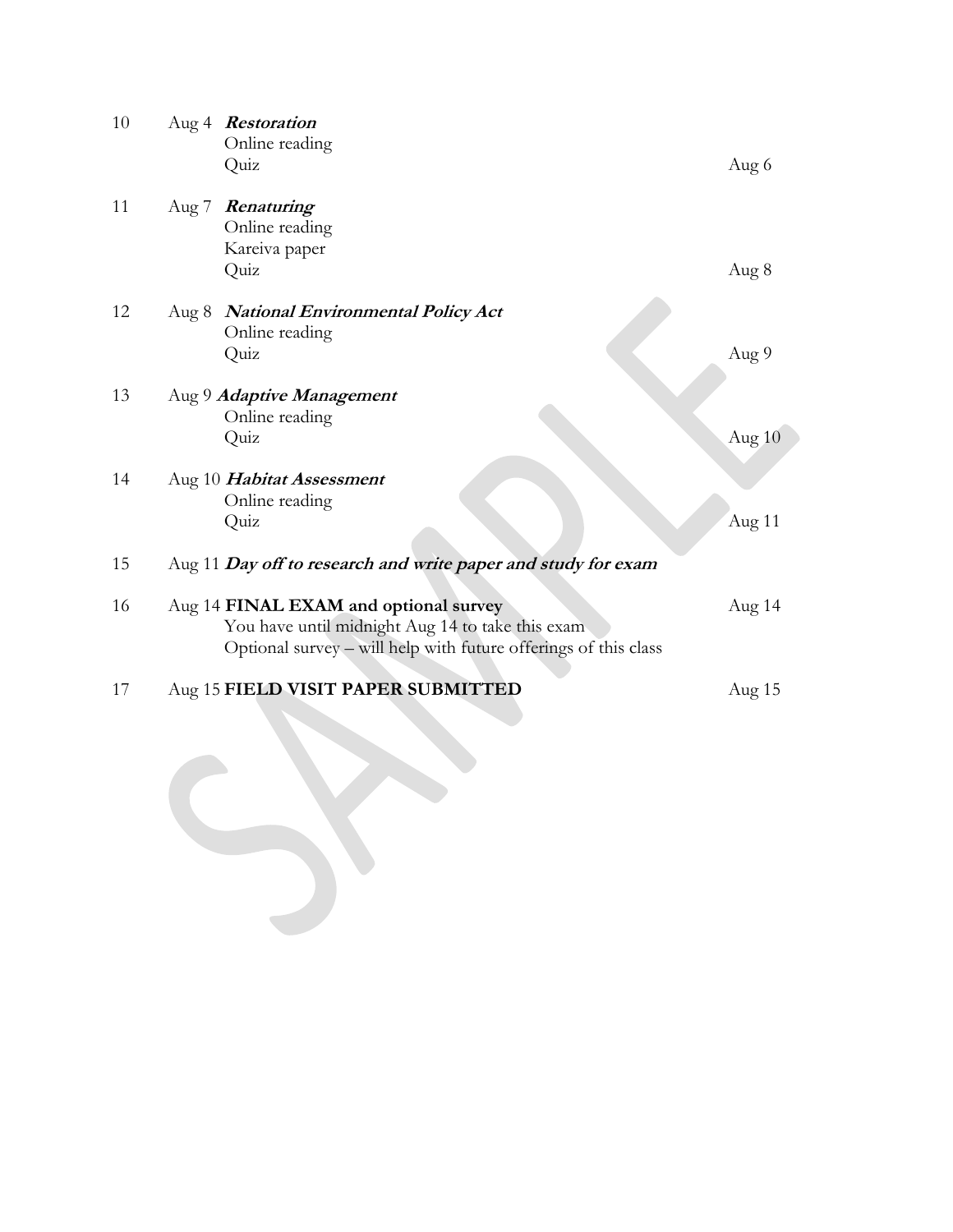| | | | |
|---|---|---|---|
| 10 | Aug 4 | ***Restoration*** | |
| | | Online reading | |
| | | Quiz | Aug 6 |
| 11 | Aug 7 | ***Renaturing*** | |
| | | Online reading | |
| | | Kareiva paper | |
| | | Quiz | Aug 8 |
| 12 | Aug 8 | ***National Environmental Policy Act*** | |
| | | Online reading | |
| | | Quiz | Aug 9 |
| 13 | Aug 9 | ***Adaptive Management*** | |
| | | Online reading | |
| | | Quiz | Aug 10 |
| 14 | Aug 10 | ***Habitat Assessment*** | |
| | | Online reading | |
| | | Quiz | Aug 11 |
| 15 | Aug 11 | ***Day off to research and write paper and study for exam*** | |
| 16 | Aug 14 | **FINAL EXAM and optional survey** | Aug 14 |
| | | You have until midnight Aug 14 to take this exam | |
| | | Optional survey – will help with future offerings of this class | |
| 17 | Aug 15 | **FIELD VISIT PAPER SUBMITTED** | Aug 15 |